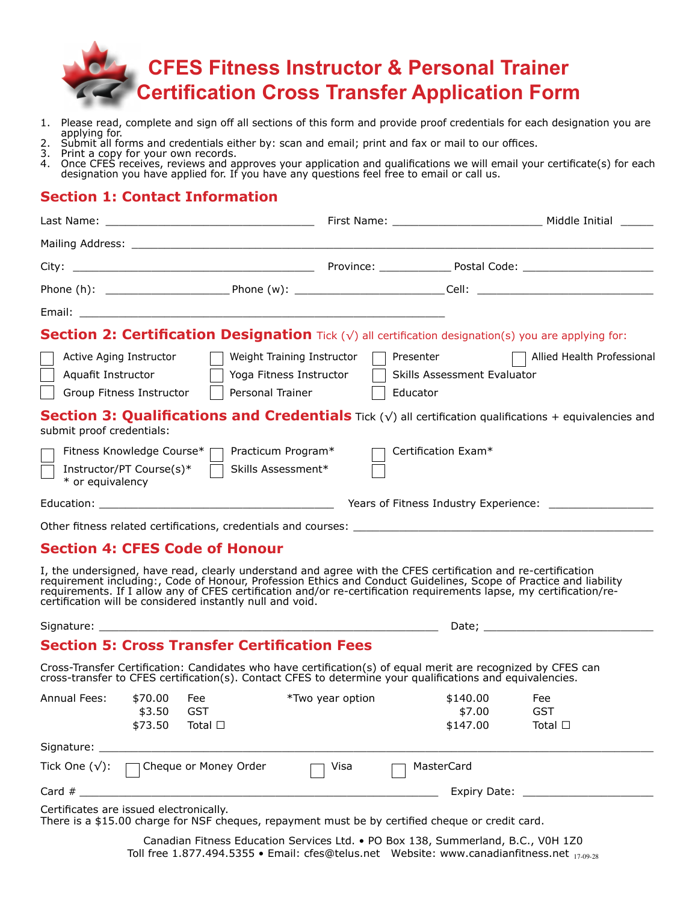# CFES Fitness Instructor & Personal Trainer Certification Cross Transfer Application Form

1. Please read, complete and sign off all sections of this form and provide proof credentials for each designation you are applying for.
2. Submit all forms and credentials either by: scan and email; print and fax or mail to our offices.
3. Print a copy for your own records.
4. Once CFES receives, reviews and approves your application and qualifications we will email your certificate(s) for each designation you have applied for. If you have any questions feel free to email or call us.

## Section 1: Contact Information

Last Name: ______________________________ First Name: ______________________ Middle Initial _____

Mailing Address: ________________________________________________________________

City: ____________________________________ Province: ___________ Postal Code: ____________________

Phone (h): __________________ Phone (w): ______________________ Cell: __________________________

Email: ______________________________________________________

## Section 2: Certification Designation Tick (√) all certification designation(s) you are applying for:

☐ Active Aging Instructor ☐ Weight Training Instructor ☐ Presenter ☐ Allied Health Professional

☐ Aquafit Instructor ☐ Yoga Fitness Instructor ☐ Skills Assessment Evaluator

☐ Group Fitness Instructor ☐ Personal Trainer ☐ Educator

## Section 3: Qualifications and Credentials Tick (√) all certification qualifications + equivalencies and submit proof credentials:

☐ Fitness Knowledge Course* ☐ Practicum Program* ☐ Certification Exam*

☐ Instructor/PT Course(s)* ☐ Skills Assessment* ☐

\* or equivalency

Education: ___________________________________ Years of Fitness Industry Experience: _______________

Other fitness related certifications, credentials and courses: ____________________________________________

## Section 4: CFES Code of Honour

I, the undersigned, have read, clearly understand and agree with the CFES certification and re-certification requirement including:, Code of Honour, Profession Ethics and Conduct Guidelines, Scope of Practice and liability requirements. If I allow any of CFES certification and/or re-certification requirements lapse, my certification/re-certification will be considered instantly null and void.

Signature: ___________________________________________________ Date; __________________________

## Section 5: Cross Transfer Certification Fees

Cross-Transfer Certification: Candidates who have certification(s) of equal merit are recognized by CFES can cross-transfer to CFES certification(s). Contact CFES to determine your qualifications and equivalencies.

| Annual Fees: | $70.00 | Fee | *Two year option | $140.00 | Fee |
|---|---|---|---|---|---|
| | $3.50 | GST | | $7.00 | GST |
| | $73.50 | Total ☐ | | $147.00 | Total ☐ |

Signature: ________________________________________________________________________________

Tick One (√): ☐ Cheque or Money Order ☐ Visa ☐ MasterCard

Card # _______________________________________________________ Expiry Date: ____________________

Certificates are issued electronically.
There is a $15.00 charge for NSF cheques, repayment must be by certified cheque or credit card.

Canadian Fitness Education Services Ltd. • PO Box 138, Summerland, B.C., V0H 1Z0
Toll free 1.877.494.5355 • Email: cfes@telus.net Website: www.canadianfitness.net 17-09-28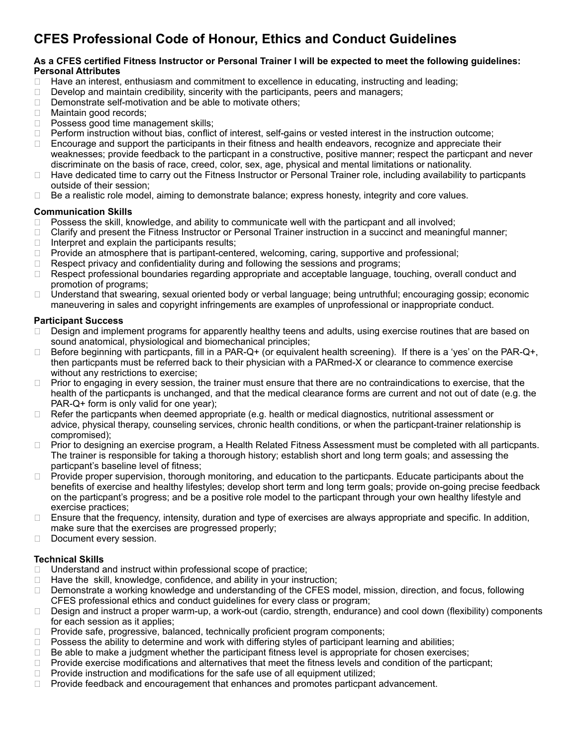# CFES Professional Code of Honour, Ethics and Conduct Guidelines

**As a CFES certified Fitness Instructor or Personal Trainer I will be expected to meet the following guidelines:**

**Personal Attributes**

- Have an interest, enthusiasm and commitment to excellence in educating, instructing and leading;
- Develop and maintain credibility, sincerity with the participants, peers and managers;
- Demonstrate self-motivation and be able to motivate others;
- Maintain good records;
- Possess good time management skills;
- Perform instruction without bias, conflict of interest, self-gains or vested interest in the instruction outcome;
- Encourage and support the participants in their fitness and health endeavors, recognize and appreciate their weaknesses; provide feedback to the particpant in a constructive, positive manner; respect the particpant and never discriminate on the basis of race, creed, color, sex, age, physical and mental limitations or nationality.
- Have dedicated time to carry out the Fitness Instructor or Personal Trainer role, including availability to particpants outside of their session;
- Be a realistic role model, aiming to demonstrate balance; express honesty, integrity and core values.

**Communication Skills**

- Possess the skill, knowledge, and ability to communicate well with the particpant and all involved;
- Clarify and present the Fitness Instructor or Personal Trainer instruction in a succinct and meaningful manner;
- Interpret and explain the participants results;
- Provide an atmosphere that is partipant-centered, welcoming, caring, supportive and professional;
- Respect privacy and confidentiality during and following the sessions and programs;
- Respect professional boundaries regarding appropriate and acceptable language, touching, overall conduct and promotion of programs;
- Understand that swearing, sexual oriented body or verbal language; being untruthful; encouraging gossip; economic maneuvering in sales and copyright infringements are examples of unprofessional or inappropriate conduct.

**Participant Success**

- Design and implement programs for apparently healthy teens and adults, using exercise routines that are based on sound anatomical, physiological and biomechanical principles;
- Before beginning with particpants, fill in a PAR-Q+ (or equivalent health screening). If there is a 'yes' on the PAR-Q+, then particpants must be referred back to their physician with a PARmed-X or clearance to commence exercise without any restrictions to exercise;
- Prior to engaging in every session, the trainer must ensure that there are no contraindications to exercise, that the health of the particpants is unchanged, and that the medical clearance forms are current and not out of date (e.g. the PAR-Q+ form is only valid for one year);
- Refer the particpants when deemed appropriate (e.g. health or medical diagnostics, nutritional assessment or advice, physical therapy, counseling services, chronic health conditions, or when the particpant-trainer relationship is compromised);
- Prior to designing an exercise program, a Health Related Fitness Assessment must be completed with all particpants. The trainer is responsible for taking a thorough history; establish short and long term goals; and assessing the particpant's baseline level of fitness;
- Provide proper supervision, thorough monitoring, and education to the particpants. Educate participants about the benefits of exercise and healthy lifestyles; develop short term and long term goals; provide on-going precise feedback on the particpant's progress; and be a positive role model to the particpant through your own healthy lifestyle and exercise practices;
- Ensure that the frequency, intensity, duration and type of exercises are always appropriate and specific. In addition, make sure that the exercises are progressed properly;
- Document every session.

**Technical Skills**

- Understand and instruct within professional scope of practice;
- Have the skill, knowledge, confidence, and ability in your instruction;
- Demonstrate a working knowledge and understanding of the CFES model, mission, direction, and focus, following CFES professional ethics and conduct guidelines for every class or program;
- Design and instruct a proper warm-up, a work-out (cardio, strength, endurance) and cool down (flexibility) components for each session as it applies;
- Provide safe, progressive, balanced, technically proficient program components;
- Possess the ability to determine and work with differing styles of participant learning and abilities;
- Be able to make a judgment whether the participant fitness level is appropriate for chosen exercises;
- Provide exercise modifications and alternatives that meet the fitness levels and condition of the particpant;
- Provide instruction and modifications for the safe use of all equipment utilized;
- Provide feedback and encouragement that enhances and promotes particpant advancement.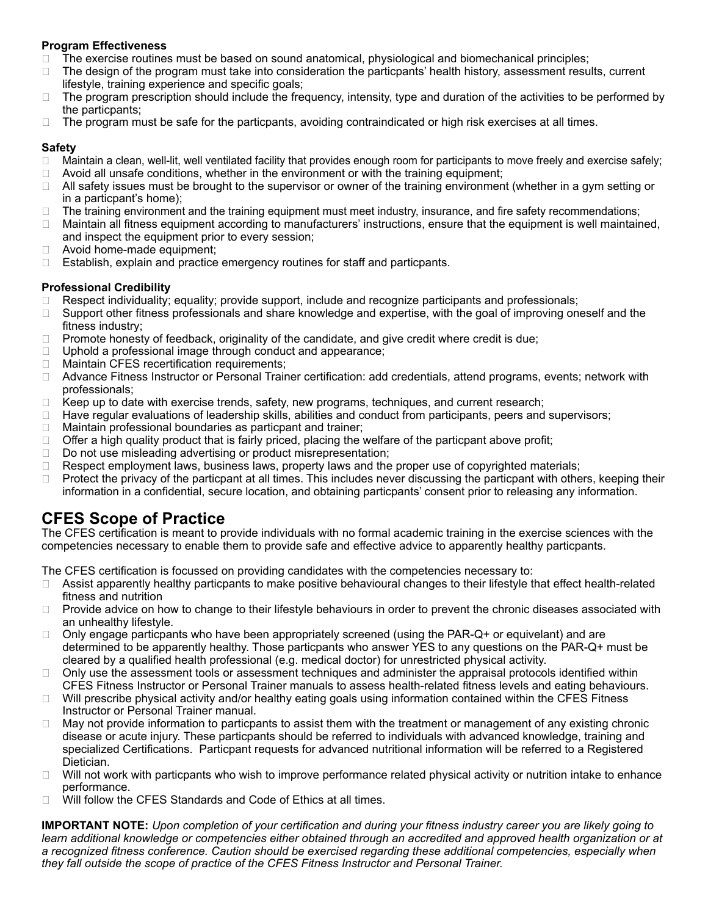**Program Effectiveness**

- The exercise routines must be based on sound anatomical, physiological and biomechanical principles;
- The design of the program must take into consideration the particpants' health history, assessment results, current lifestyle, training experience and specific goals;
- The program prescription should include the frequency, intensity, type and duration of the activities to be performed by the particpants;
- The program must be safe for the particpants, avoiding contraindicated or high risk exercises at all times.

**Safety**

- Maintain a clean, well-lit, well ventilated facility that provides enough room for participants to move freely and exercise safely;
- Avoid all unsafe conditions, whether in the environment or with the training equipment;
- All safety issues must be brought to the supervisor or owner of the training environment (whether in a gym setting or in a particpant's home);
- The training environment and the training equipment must meet industry, insurance, and fire safety recommendations;
- Maintain all fitness equipment according to manufacturers' instructions, ensure that the equipment is well maintained, and inspect the equipment prior to every session;
- Avoid home-made equipment;
- Establish, explain and practice emergency routines for staff and particpants.

**Professional Credibility**

- Respect individuality; equality; provide support, include and recognize participants and professionals;
- Support other fitness professionals and share knowledge and expertise, with the goal of improving oneself and the fitness industry;
- Promote honesty of feedback, originality of the candidate, and give credit where credit is due;
- Uphold a professional image through conduct and appearance;
- Maintain CFES recertification requirements;
- Advance Fitness Instructor or Personal Trainer certification: add credentials, attend programs, events; network with professionals;
- Keep up to date with exercise trends, safety, new programs, techniques, and current research;
- Have regular evaluations of leadership skills, abilities and conduct from participants, peers and supervisors;
- Maintain professional boundaries as particpant and trainer;
- Offer a high quality product that is fairly priced, placing the welfare of the particpant above profit;
- Do not use misleading advertising or product misrepresentation;
- Respect employment laws, business laws, property laws and the proper use of copyrighted materials;
- Protect the privacy of the particpant at all times. This includes never discussing the particpant with others, keeping their information in a confidential, secure location, and obtaining particpants' consent prior to releasing any information.

## CFES Scope of Practice

The CFES certification is meant to provide individuals with no formal academic training in the exercise sciences with the competencies necessary to enable them to provide safe and effective advice to apparently healthy particpants.

The CFES certification is focussed on providing candidates with the competencies necessary to:

- Assist apparently healthy particpants to make positive behavioural changes to their lifestyle that effect health-related fitness and nutrition
- Provide advice on how to change to their lifestyle behaviours in order to prevent the chronic diseases associated with an unhealthy lifestyle.
- Only engage particpants who have been appropriately screened (using the PAR-Q+ or equivelant) and are determined to be apparently healthy. Those particpants who answer YES to any questions on the PAR-Q+ must be cleared by a qualified health professional (e.g. medical doctor) for unrestricted physical activity.
- Only use the assessment tools or assessment techniques and administer the appraisal protocols identified within CFES Fitness Instructor or Personal Trainer manuals to assess health-related fitness levels and eating behaviours.
- Will prescribe physical activity and/or healthy eating goals using information contained within the CFES Fitness Instructor or Personal Trainer manual.
- May not provide information to particpants to assist them with the treatment or management of any existing chronic disease or acute injury. These particpants should be referred to individuals with advanced knowledge, training and specialized Certifications. Particpant requests for advanced nutritional information will be referred to a Registered Dietician.
- Will not work with particpants who wish to improve performance related physical activity or nutrition intake to enhance performance.
- Will follow the CFES Standards and Code of Ethics at all times.

**IMPORTANT NOTE:** *Upon completion of your certification and during your fitness industry career you are likely going to learn additional knowledge or competencies either obtained through an accredited and approved health organization or at a recognized fitness conference. Caution should be exercised regarding these additional competencies, especially when they fall outside the scope of practice of the CFES Fitness Instructor and Personal Trainer.*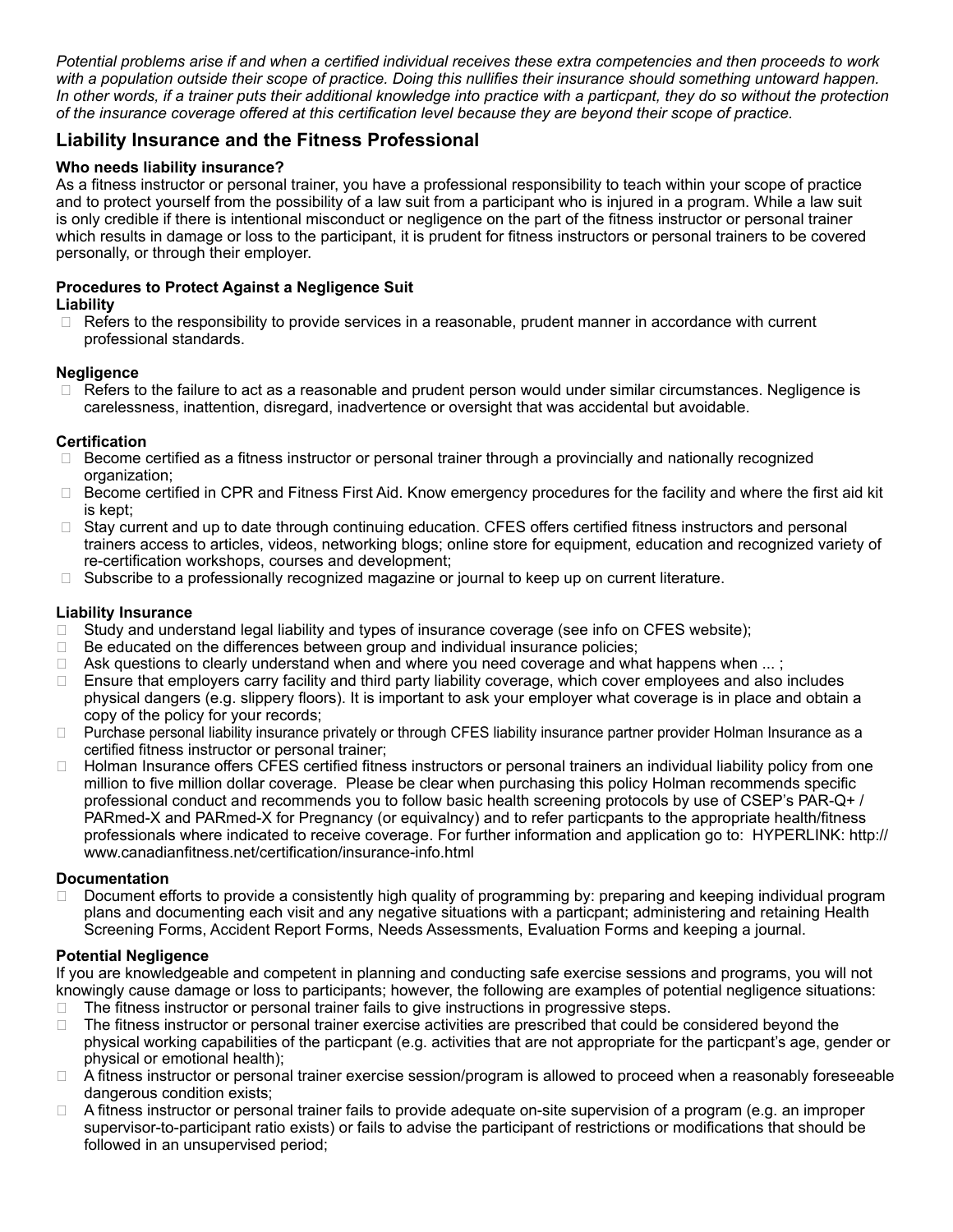*Potential problems arise if and when a certified individual receives these extra competencies and then proceeds to work with a population outside their scope of practice. Doing this nullifies their insurance should something untoward happen. In other words, if a trainer puts their additional knowledge into practice with a particpant, they do so without the protection of the insurance coverage offered at this certification level because they are beyond their scope of practice.*

## Liability Insurance and the Fitness Professional

**Who needs liability insurance?**

As a fitness instructor or personal trainer, you have a professional responsibility to teach within your scope of practice and to protect yourself from the possibility of a law suit from a participant who is injured in a program. While a law suit is only credible if there is intentional misconduct or negligence on the part of the fitness instructor or personal trainer which results in damage or loss to the participant, it is prudent for fitness instructors or personal trainers to be covered personally, or through their employer.

**Procedures to Protect Against a Negligence Suit**

**Liability**

- Refers to the responsibility to provide services in a reasonable, prudent manner in accordance with current professional standards.

**Negligence**

- Refers to the failure to act as a reasonable and prudent person would under similar circumstances. Negligence is carelessness, inattention, disregard, inadvertence or oversight that was accidental but avoidable.

**Certification**

- Become certified as a fitness instructor or personal trainer through a provincially and nationally recognized organization;
- Become certified in CPR and Fitness First Aid. Know emergency procedures for the facility and where the first aid kit is kept;
- Stay current and up to date through continuing education. CFES offers certified fitness instructors and personal trainers access to articles, videos, networking blogs; online store for equipment, education and recognized variety of re-certification workshops, courses and development;
- Subscribe to a professionally recognized magazine or journal to keep up on current literature.

**Liability Insurance**

- Study and understand legal liability and types of insurance coverage (see info on CFES website);
- Be educated on the differences between group and individual insurance policies;
- Ask questions to clearly understand when and where you need coverage and what happens when ... ;
- Ensure that employers carry facility and third party liability coverage, which cover employees and also includes physical dangers (e.g. slippery floors). It is important to ask your employer what coverage is in place and obtain a copy of the policy for your records;
- Purchase personal liability insurance privately or through CFES liability insurance partner provider Holman Insurance as a certified fitness instructor or personal trainer;
- Holman Insurance offers CFES certified fitness instructors or personal trainers an individual liability policy from one million to five million dollar coverage. Please be clear when purchasing this policy Holman recommends specific professional conduct and recommends you to follow basic health screening protocols by use of CSEP's PAR-Q+ / PARmed-X and PARmed-X for Pregnancy (or equivalncy) and to refer particpants to the appropriate health/fitness professionals where indicated to receive coverage. For further information and application go to: HYPERLINK: http://www.canadianfitness.net/certification/insurance-info.html

**Documentation**

- Document efforts to provide a consistently high quality of programming by: preparing and keeping individual program plans and documenting each visit and any negative situations with a particpant; administering and retaining Health Screening Forms, Accident Report Forms, Needs Assessments, Evaluation Forms and keeping a journal.

**Potential Negligence**

If you are knowledgeable and competent in planning and conducting safe exercise sessions and programs, you will not knowingly cause damage or loss to participants; however, the following are examples of potential negligence situations:

- The fitness instructor or personal trainer fails to give instructions in progressive steps.
- The fitness instructor or personal trainer exercise activities are prescribed that could be considered beyond the physical working capabilities of the particpant (e.g. activities that are not appropriate for the particpant's age, gender or physical or emotional health);
- A fitness instructor or personal trainer exercise session/program is allowed to proceed when a reasonably foreseeable dangerous condition exists;
- A fitness instructor or personal trainer fails to provide adequate on-site supervision of a program (e.g. an improper supervisor-to-participant ratio exists) or fails to advise the participant of restrictions or modifications that should be followed in an unsupervised period;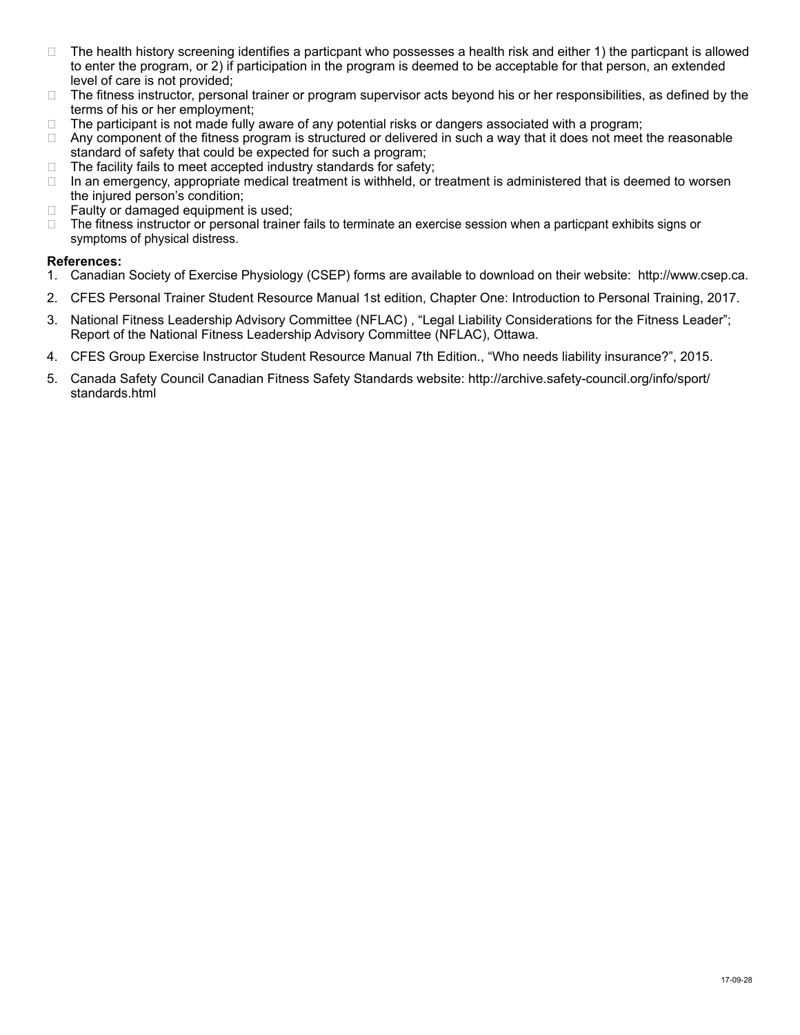- The health history screening identifies a particpant who possesses a health risk and either 1) the particpant is allowed to enter the program, or 2) if participation in the program is deemed to be acceptable for that person, an extended level of care is not provided;
- The fitness instructor, personal trainer or program supervisor acts beyond his or her responsibilities, as defined by the terms of his or her employment;
- The participant is not made fully aware of any potential risks or dangers associated with a program;
- Any component of the fitness program is structured or delivered in such a way that it does not meet the reasonable standard of safety that could be expected for such a program;
- The facility fails to meet accepted industry standards for safety;
- In an emergency, appropriate medical treatment is withheld, or treatment is administered that is deemed to worsen the injured person's condition;
- Faulty or damaged equipment is used;
- The fitness instructor or personal trainer fails to terminate an exercise session when a particpant exhibits signs or symptoms of physical distress.

**References:**

1. Canadian Society of Exercise Physiology (CSEP) forms are available to download on their website: http://www.csep.ca.
2. CFES Personal Trainer Student Resource Manual 1st edition, Chapter One: Introduction to Personal Training, 2017.
3. National Fitness Leadership Advisory Committee (NFLAC) , "Legal Liability Considerations for the Fitness Leader"; Report of the National Fitness Leadership Advisory Committee (NFLAC), Ottawa.
4. CFES Group Exercise Instructor Student Resource Manual 7th Edition., "Who needs liability insurance?", 2015.
5. Canada Safety Council Canadian Fitness Safety Standards website: http://archive.safety-council.org/info/sport/standards.html

17-09-28